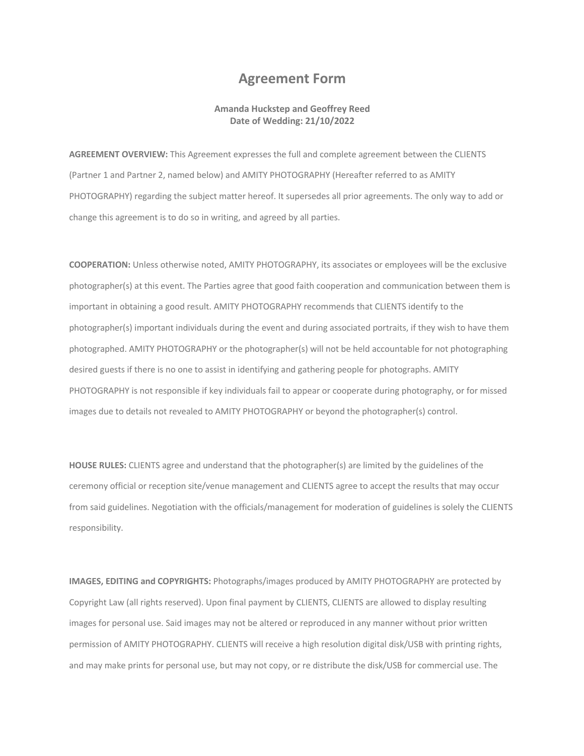# Agreement Form

**Amanda Huckstep and Geoffrey Reed**
**Date of Wedding: 21/10/2022**

**AGREEMENT OVERVIEW:** This Agreement expresses the full and complete agreement between the CLIENTS (Partner 1 and Partner 2, named below) and AMITY PHOTOGRAPHY (Hereafter referred to as AMITY PHOTOGRAPHY) regarding the subject matter hereof. It supersedes all prior agreements. The only way to add or change this agreement is to do so in writing, and agreed by all parties.

**COOPERATION:** Unless otherwise noted, AMITY PHOTOGRAPHY, its associates or employees will be the exclusive photographer(s) at this event. The Parties agree that good faith cooperation and communication between them is important in obtaining a good result. AMITY PHOTOGRAPHY recommends that CLIENTS identify to the photographer(s) important individuals during the event and during associated portraits, if they wish to have them photographed. AMITY PHOTOGRAPHY or the photographer(s) will not be held accountable for not photographing desired guests if there is no one to assist in identifying and gathering people for photographs. AMITY PHOTOGRAPHY is not responsible if key individuals fail to appear or cooperate during photography, or for missed images due to details not revealed to AMITY PHOTOGRAPHY or beyond the photographer(s) control.

**HOUSE RULES:** CLIENTS agree and understand that the photographer(s) are limited by the guidelines of the ceremony official or reception site/venue management and CLIENTS agree to accept the results that may occur from said guidelines. Negotiation with the officials/management for moderation of guidelines is solely the CLIENTS responsibility.

**IMAGES, EDITING and COPYRIGHTS:** Photographs/images produced by AMITY PHOTOGRAPHY are protected by Copyright Law (all rights reserved). Upon final payment by CLIENTS, CLIENTS are allowed to display resulting images for personal use. Said images may not be altered or reproduced in any manner without prior written permission of AMITY PHOTOGRAPHY. CLIENTS will receive a high resolution digital disk/USB with printing rights, and may make prints for personal use, but may not copy, or re distribute the disk/USB for commercial use. The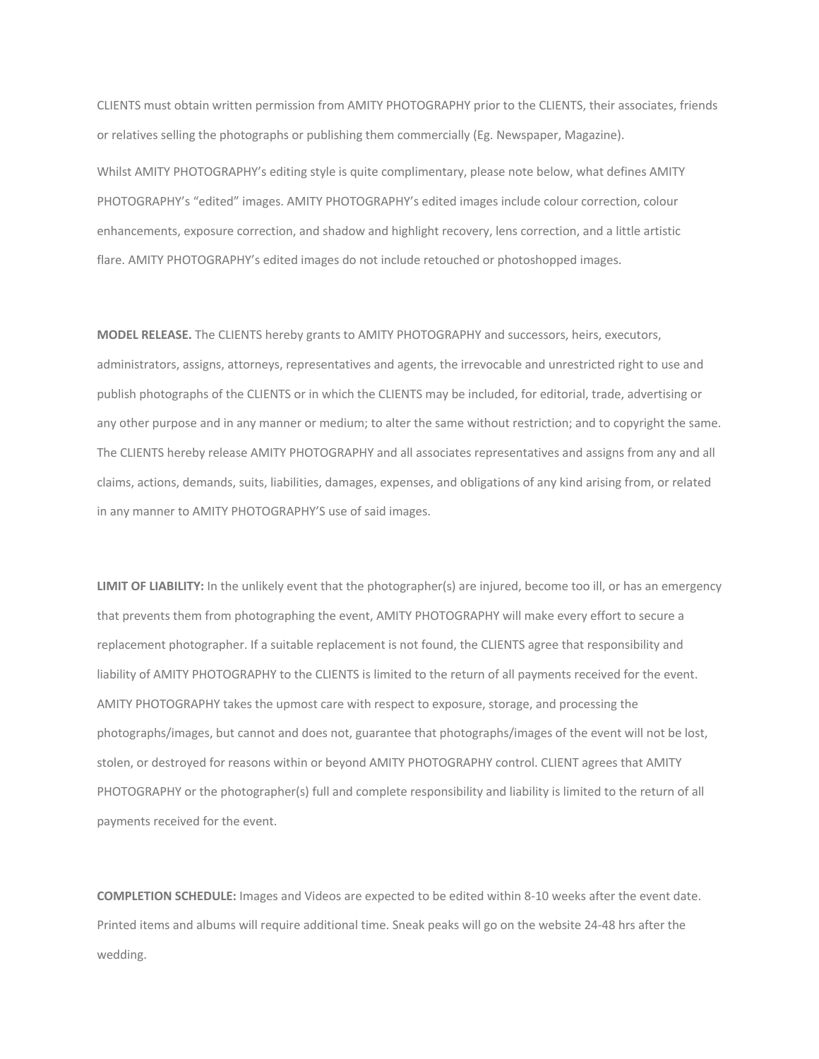CLIENTS must obtain written permission from AMITY PHOTOGRAPHY prior to the CLIENTS, their associates, friends or relatives selling the photographs or publishing them commercially (Eg. Newspaper, Magazine).

Whilst AMITY PHOTOGRAPHY's editing style is quite complimentary, please note below, what defines AMITY PHOTOGRAPHY's "edited" images. AMITY PHOTOGRAPHY's edited images include colour correction, colour enhancements, exposure correction, and shadow and highlight recovery, lens correction, and a little artistic flare. AMITY PHOTOGRAPHY's edited images do not include retouched or photoshopped images.

**MODEL RELEASE.** The CLIENTS hereby grants to AMITY PHOTOGRAPHY and successors, heirs, executors, administrators, assigns, attorneys, representatives and agents, the irrevocable and unrestricted right to use and publish photographs of the CLIENTS or in which the CLIENTS may be included, for editorial, trade, advertising or any other purpose and in any manner or medium; to alter the same without restriction; and to copyright the same. The CLIENTS hereby release AMITY PHOTOGRAPHY and all associates representatives and assigns from any and all claims, actions, demands, suits, liabilities, damages, expenses, and obligations of any kind arising from, or related in any manner to AMITY PHOTOGRAPHY'S use of said images.

**LIMIT OF LIABILITY:** In the unlikely event that the photographer(s) are injured, become too ill, or has an emergency that prevents them from photographing the event, AMITY PHOTOGRAPHY will make every effort to secure a replacement photographer. If a suitable replacement is not found, the CLIENTS agree that responsibility and liability of AMITY PHOTOGRAPHY to the CLIENTS is limited to the return of all payments received for the event. AMITY PHOTOGRAPHY takes the upmost care with respect to exposure, storage, and processing the photographs/images, but cannot and does not, guarantee that photographs/images of the event will not be lost, stolen, or destroyed for reasons within or beyond AMITY PHOTOGRAPHY control. CLIENT agrees that AMITY PHOTOGRAPHY or the photographer(s) full and complete responsibility and liability is limited to the return of all payments received for the event.

**COMPLETION SCHEDULE:** Images and Videos are expected to be edited within 8-10 weeks after the event date. Printed items and albums will require additional time. Sneak peaks will go on the website 24-48 hrs after the wedding.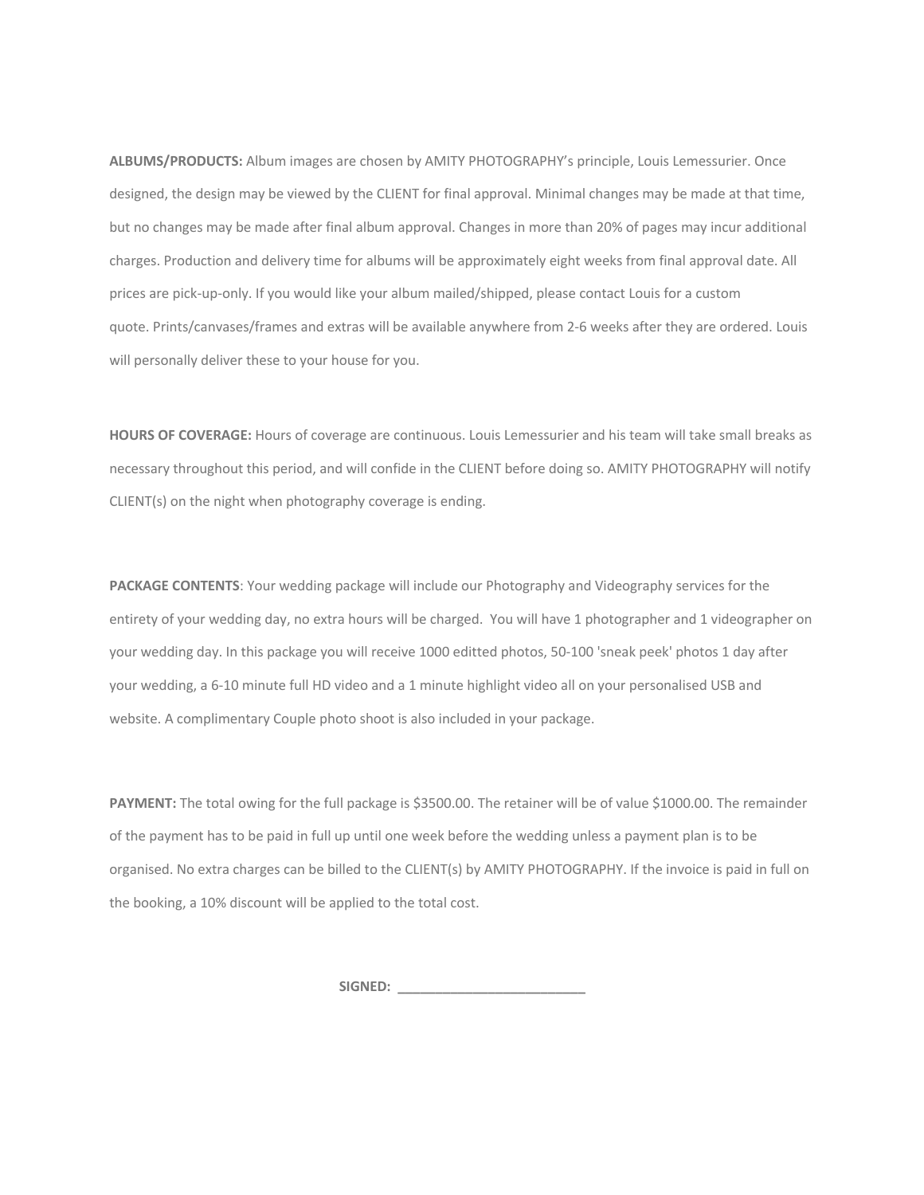**ALBUMS/PRODUCTS:** Album images are chosen by AMITY PHOTOGRAPHY's principle, Louis Lemessurier. Once designed, the design may be viewed by the CLIENT for final approval. Minimal changes may be made at that time, but no changes may be made after final album approval. Changes in more than 20% of pages may incur additional charges. Production and delivery time for albums will be approximately eight weeks from final approval date. All prices are pick-up-only. If you would like your album mailed/shipped, please contact Louis for a custom quote. Prints/canvases/frames and extras will be available anywhere from 2-6 weeks after they are ordered. Louis will personally deliver these to your house for you.

**HOURS OF COVERAGE:** Hours of coverage are continuous. Louis Lemessurier and his team will take small breaks as necessary throughout this period, and will confide in the CLIENT before doing so. AMITY PHOTOGRAPHY will notify CLIENT(s) on the night when photography coverage is ending.

**PACKAGE CONTENTS**: Your wedding package will include our Photography and Videography services for the entirety of your wedding day, no extra hours will be charged. You will have 1 photographer and 1 videographer on your wedding day. In this package you will receive 1000 editted photos, 50-100 'sneak peek' photos 1 day after your wedding, a 6-10 minute full HD video and a 1 minute highlight video all on your personalised USB and website. A complimentary Couple photo shoot is also included in your package.

**PAYMENT:** The total owing for the full package is $3500.00. The retainer will be of value $1000.00. The remainder of the payment has to be paid in full up until one week before the wedding unless a payment plan is to be organised. No extra charges can be billed to the CLIENT(s) by AMITY PHOTOGRAPHY. If the invoice is paid in full on the booking, a 10% discount will be applied to the total cost.

**SIGNED:** ________________________